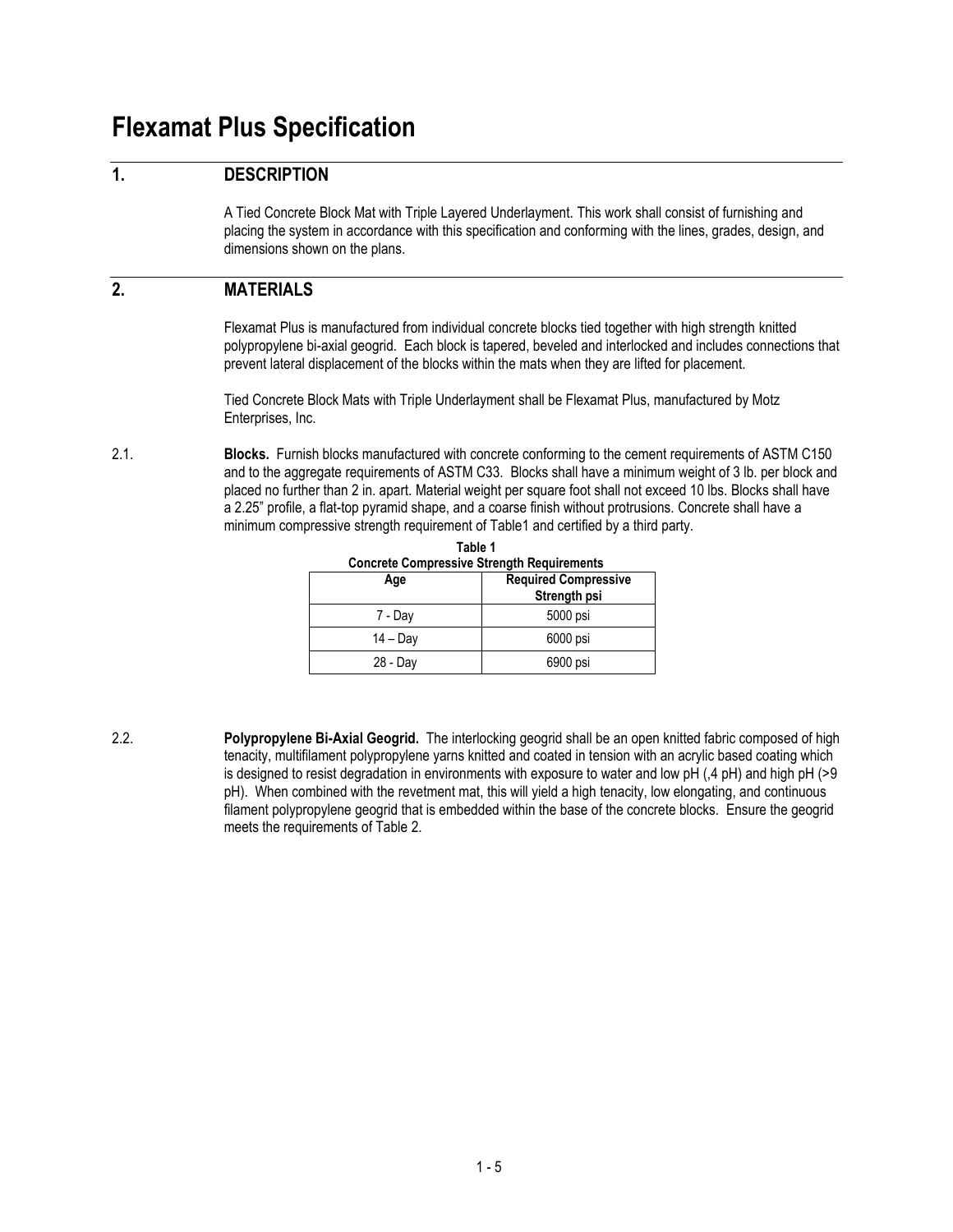# Flexamat Plus Specification

## 1. DESCRIPTION

A Tied Concrete Block Mat with Triple Layered Underlayment. This work shall consist of furnishing and placing the system in accordance with this specification and conforming with the lines, grades, design, and dimensions shown on the plans.

## 2. MATERIALS

Flexamat Plus is manufactured from individual concrete blocks tied together with high strength knitted polypropylene bi-axial geogrid. Each block is tapered, beveled and interlocked and includes connections that prevent lateral displacement of the blocks within the mats when they are lifted for placement.

Tied Concrete Block Mats with Triple Underlayment shall be Flexamat Plus, manufactured by Motz Enterprises, Inc.

2.1. **Blocks.** Furnish blocks manufactured with concrete conforming to the cement requirements of ASTM C150 and to the aggregate requirements of ASTM C33. Blocks shall have a minimum weight of 3 lb. per block and placed no further than 2 in. apart. Material weight per square foot shall not exceed 10 lbs. Blocks shall have a 2.25" profile, a flat-top pyramid shape, and a coarse finish without protrusions. Concrete shall have a minimum compressive strength requirement of Table1 and certified by a third party.

**Table 1**
**Concrete Compressive Strength Requirements**

| Age | Required Compressive Strength psi |
|---|---|
| 7 - Day | 5000 psi |
| 14 – Day | 6000 psi |
| 28 - Day | 6900 psi |

2.2. **Polypropylene Bi-Axial Geogrid.** The interlocking geogrid shall be an open knitted fabric composed of high tenacity, multifilament polypropylene yarns knitted and coated in tension with an acrylic based coating which is designed to resist degradation in environments with exposure to water and low pH (,4 pH) and high pH (>9 pH). When combined with the revetment mat, this will yield a high tenacity, low elongating, and continuous filament polypropylene geogrid that is embedded within the base of the concrete blocks. Ensure the geogrid meets the requirements of Table 2.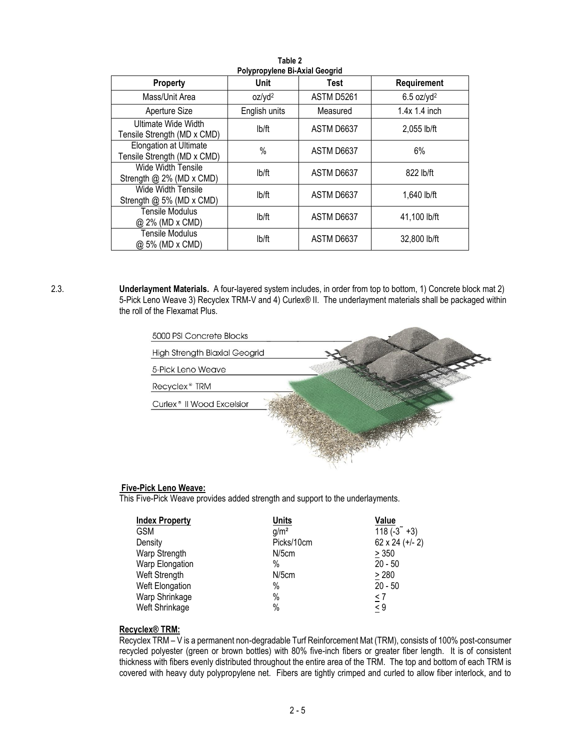**Table 2**
**Polypropylene Bi-Axial Geogrid**

| Property | Unit | Test | Requirement |
|---|---|---|---|
| Mass/Unit Area | oz/yd² | ASTM D5261 | 6.5 oz/yd² |
| Aperture Size | English units | Measured | 1.4x 1.4 inch |
| Ultimate Wide Width Tensile Strength (MD x CMD) | lb/ft | ASTM D6637 | 2,055 lb/ft |
| Elongation at Ultimate Tensile Strength (MD x CMD) | % | ASTM D6637 | 6% |
| Wide Width Tensile Strength @ 2% (MD x CMD) | lb/ft | ASTM D6637 | 822 lb/ft |
| Wide Width Tensile Strength @ 5% (MD x CMD) | lb/ft | ASTM D6637 | 1,640 lb/ft |
| Tensile Modulus @ 2% (MD x CMD) | lb/ft | ASTM D6637 | 41,100 lb/ft |
| Tensile Modulus @ 5% (MD x CMD) | lb/ft | ASTM D6637 | 32,800 lb/ft |

2.3. **Underlayment Materials.** A four-layered system includes, in order from top to bottom, 1) Concrete block mat 2) 5-Pick Leno Weave 3) Recyclex TRM-V and 4) Curlex® II. The underlayment materials shall be packaged within the roll of the Flexamat Plus.

5000 PSI Concrete Blocks
High Strength Biaxial Geogrid
5-Pick Leno Weave
Recyclex® TRM
Curlex® II Wood Excelsior

**Five-Pick Leno Weave:**
This Five-Pick Weave provides added strength and support to the underlayments.

| Index Property | Units | Value |
|---|---|---|
| GSM | g/m² | 118 (-3˜ +3) |
| Density | Picks/10cm | 62 x 24 (+/- 2) |
| Warp Strength | N/5cm | ≥ 350 |
| Warp Elongation | % | 20 - 50 |
| Weft Strength | N/5cm | ≥ 280 |
| Weft Elongation | % | 20 - 50 |
| Warp Shrinkage | % | ≤ 7 |
| Weft Shrinkage | % | ≤ 9 |

**Recyclex® TRM:**
Recyclex TRM – V is a permanent non-degradable Turf Reinforcement Mat (TRM), consists of 100% post-consumer recycled polyester (green or brown bottles) with 80% five-inch fibers or greater fiber length. It is of consistent thickness with fibers evenly distributed throughout the entire area of the TRM. The top and bottom of each TRM is covered with heavy duty polypropylene net. Fibers are tightly crimped and curled to allow fiber interlock, and to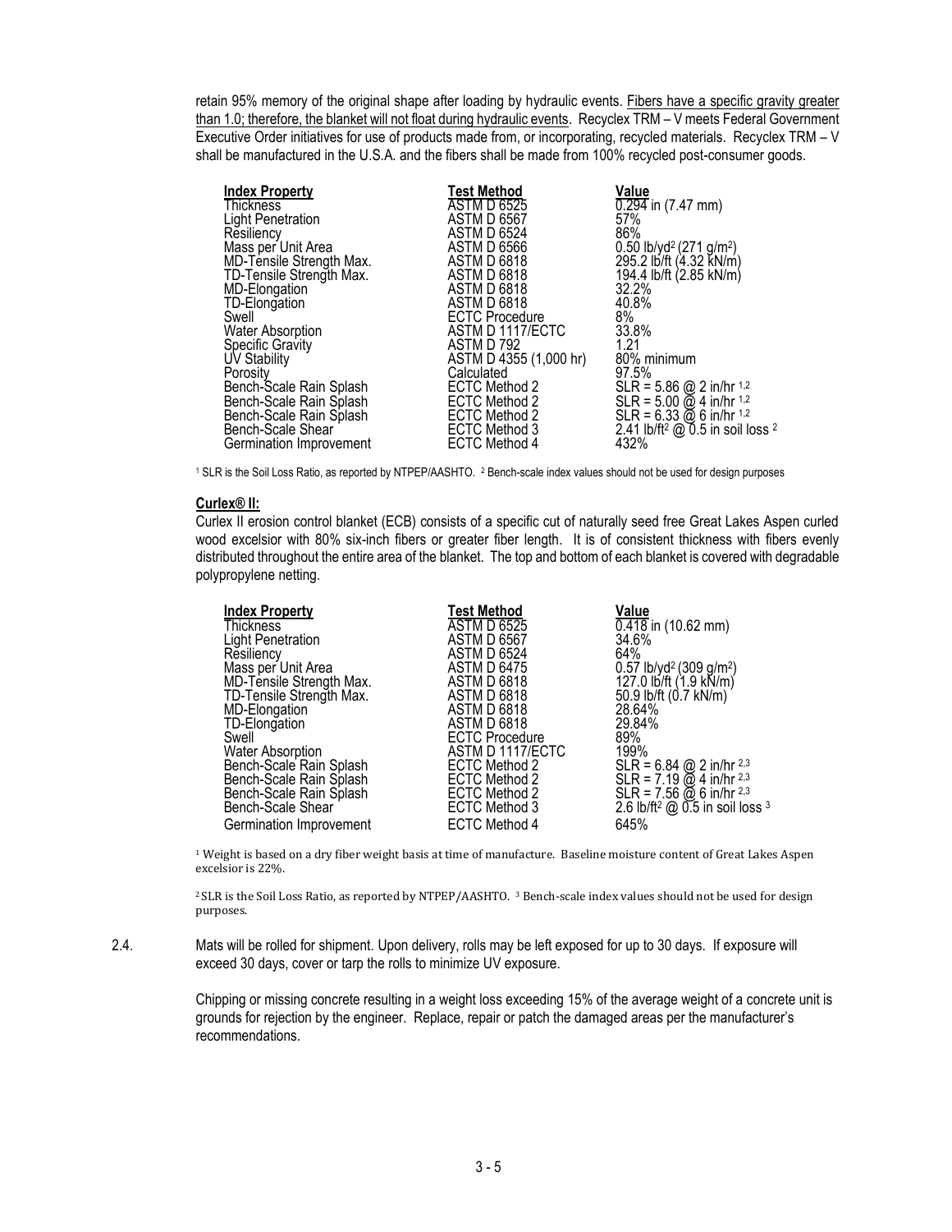retain 95% memory of the original shape after loading by hydraulic events. <u>Fibers have a specific gravity greater than 1.0; therefore, the blanket will not float during hydraulic events</u>. Recyclex TRM – V meets Federal Government Executive Order initiatives for use of products made from, or incorporating, recycled materials. Recyclex TRM – V shall be manufactured in the U.S.A. and the fibers shall be made from 100% recycled post-consumer goods.

| Index Property | Test Method | Value |
|---|---|---|
| Thickness | ASTM D 6525 | 0.294 in (7.47 mm) |
| Light Penetration | ASTM D 6567 | 57% |
| Resiliency | ASTM D 6524 | 86% |
| Mass per Unit Area | ASTM D 6566 | 0.50 lb/yd² (271 g/m²) |
| MD-Tensile Strength Max. | ASTM D 6818 | 295.2 lb/ft (4.32 kN/m) |
| TD-Tensile Strength Max. | ASTM D 6818 | 194.4 lb/ft (2.85 kN/m) |
| MD-Elongation | ASTM D 6818 | 32.2% |
| TD-Elongation | ASTM D 6818 | 40.8% |
| Swell | ECTC Procedure | 8% |
| Water Absorption | ASTM D 1117/ECTC | 33.8% |
| Specific Gravity | ASTM D 792 | 1.21 |
| UV Stability | ASTM D 4355 (1,000 hr) | 80% minimum |
| Porosity | Calculated | 97.5% |
| Bench-Scale Rain Splash | ECTC Method 2 | SLR = 5.86 @ 2 in/hr [1,2] |
| Bench-Scale Rain Splash | ECTC Method 2 | SLR = 5.00 @ 4 in/hr [1,2] |
| Bench-Scale Rain Splash | ECTC Method 2 | SLR = 6.33 @ 6 in/hr [1,2] |
| Bench-Scale Shear | ECTC Method 3 | 2.41 lb/ft² @ 0.5 in soil loss [2] |
| Germination Improvement | ECTC Method 4 | 432% |

[1] SLR is the Soil Loss Ratio, as reported by NTPEP/AASHTO. [2] Bench-scale index values should not be used for design purposes

**Curlex® II:**

Curlex II erosion control blanket (ECB) consists of a specific cut of naturally seed free Great Lakes Aspen curled wood excelsior with 80% six-inch fibers or greater fiber length. It is of consistent thickness with fibers evenly distributed throughout the entire area of the blanket. The top and bottom of each blanket is covered with degradable polypropylene netting.

| Index Property | Test Method | Value |
|---|---|---|
| Thickness | ASTM D 6525 | 0.418 in (10.62 mm) |
| Light Penetration | ASTM D 6567 | 34.6% |
| Resiliency | ASTM D 6524 | 64% |
| Mass per Unit Area | ASTM D 6475 | 0.57 lb/yd² (309 g/m²) |
| MD-Tensile Strength Max. | ASTM D 6818 | 127.0 lb/ft (1.9 kN/m) |
| TD-Tensile Strength Max. | ASTM D 6818 | 50.9 lb/ft (0.7 kN/m) |
| MD-Elongation | ASTM D 6818 | 28.64% |
| TD-Elongation | ASTM D 6818 | 29.84% |
| Swell | ECTC Procedure | 89% |
| Water Absorption | ASTM D 1117/ECTC | 199% |
| Bench-Scale Rain Splash | ECTC Method 2 | SLR = 6.84 @ 2 in/hr [2,3] |
| Bench-Scale Rain Splash | ECTC Method 2 | SLR = 7.19 @ 4 in/hr [2,3] |
| Bench-Scale Rain Splash | ECTC Method 2 | SLR = 7.56 @ 6 in/hr [2,3] |
| Bench-Scale Shear | ECTC Method 3 | 2.6 lb/ft² @ 0.5 in soil loss [3] |
| Germination Improvement | ECTC Method 4 | 645% |

[1] Weight is based on a dry fiber weight basis at time of manufacture. Baseline moisture content of Great Lakes Aspen excelsior is 22%.

[2] SLR is the Soil Loss Ratio, as reported by NTPEP/AASHTO. [3] Bench-scale index values should not be used for design purposes.

2.4. Mats will be rolled for shipment. Upon delivery, rolls may be left exposed for up to 30 days. If exposure will exceed 30 days, cover or tarp the rolls to minimize UV exposure.

Chipping or missing concrete resulting in a weight loss exceeding 15% of the average weight of a concrete unit is grounds for rejection by the engineer. Replace, repair or patch the damaged areas per the manufacturer's recommendations.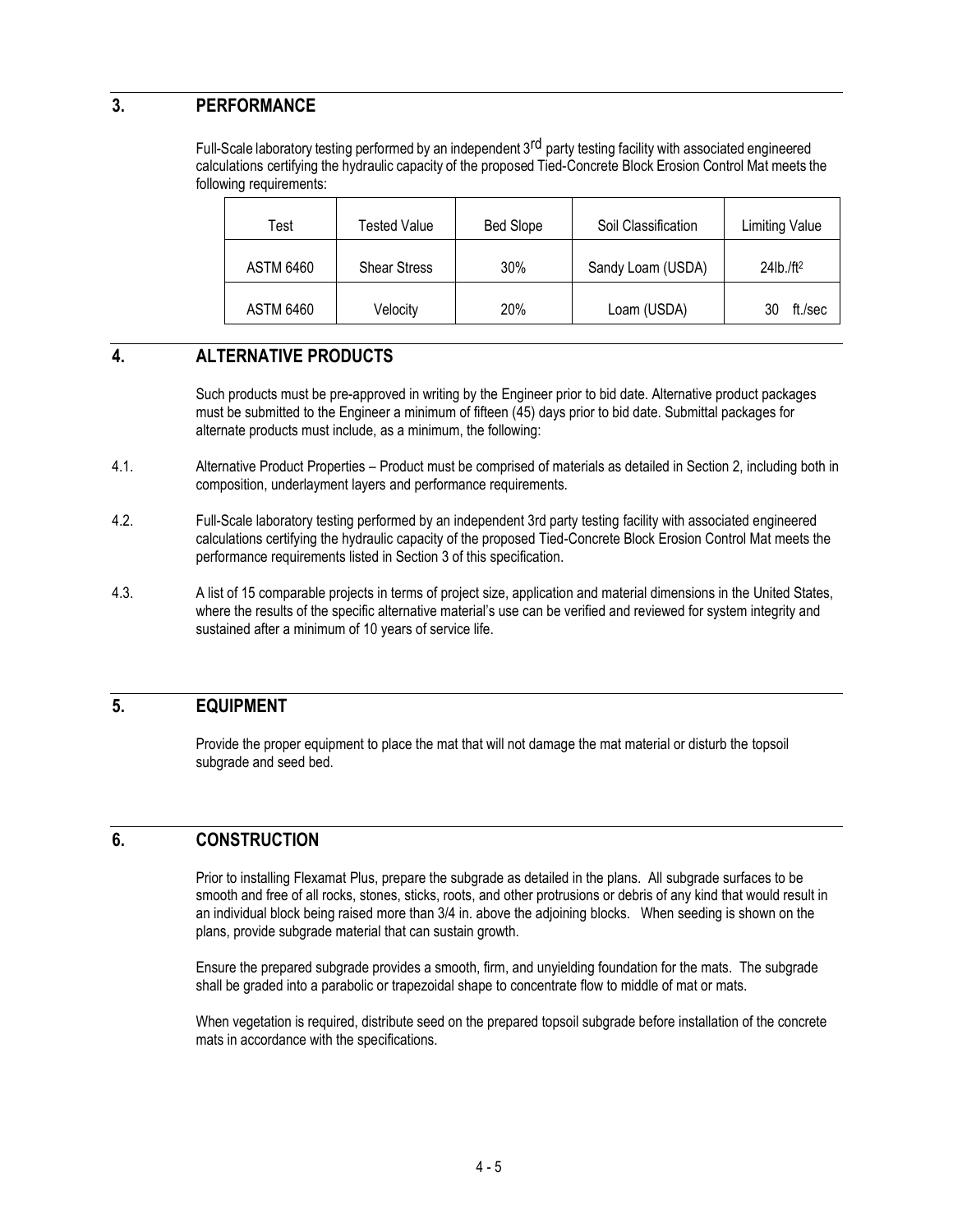## 3. PERFORMANCE

Full-Scale laboratory testing performed by an independent 3rd party testing facility with associated engineered calculations certifying the hydraulic capacity of the proposed Tied-Concrete Block Erosion Control Mat meets the following requirements:

| Test | Tested Value | Bed Slope | Soil Classification | Limiting Value |
|---|---|---|---|---|
| ASTM 6460 | Shear Stress | 30% | Sandy Loam (USDA) | 24lb./ft$^2$ |
| ASTM 6460 | Velocity | 20% | Loam (USDA) | 30 ft./sec |

## 4. ALTERNATIVE PRODUCTS

Such products must be pre-approved in writing by the Engineer prior to bid date. Alternative product packages must be submitted to the Engineer a minimum of fifteen (45) days prior to bid date. Submittal packages for alternate products must include, as a minimum, the following:

4.1. Alternative Product Properties – Product must be comprised of materials as detailed in Section 2, including both in composition, underlayment layers and performance requirements.

4.2. Full-Scale laboratory testing performed by an independent 3rd party testing facility with associated engineered calculations certifying the hydraulic capacity of the proposed Tied-Concrete Block Erosion Control Mat meets the performance requirements listed in Section 3 of this specification.

4.3. A list of 15 comparable projects in terms of project size, application and material dimensions in the United States, where the results of the specific alternative material's use can be verified and reviewed for system integrity and sustained after a minimum of 10 years of service life.

## 5. EQUIPMENT

Provide the proper equipment to place the mat that will not damage the mat material or disturb the topsoil subgrade and seed bed.

## 6. CONSTRUCTION

Prior to installing Flexamat Plus, prepare the subgrade as detailed in the plans. All subgrade surfaces to be smooth and free of all rocks, stones, sticks, roots, and other protrusions or debris of any kind that would result in an individual block being raised more than 3/4 in. above the adjoining blocks. When seeding is shown on the plans, provide subgrade material that can sustain growth.

Ensure the prepared subgrade provides a smooth, firm, and unyielding foundation for the mats. The subgrade shall be graded into a parabolic or trapezoidal shape to concentrate flow to middle of mat or mats.

When vegetation is required, distribute seed on the prepared topsoil subgrade before installation of the concrete mats in accordance with the specifications.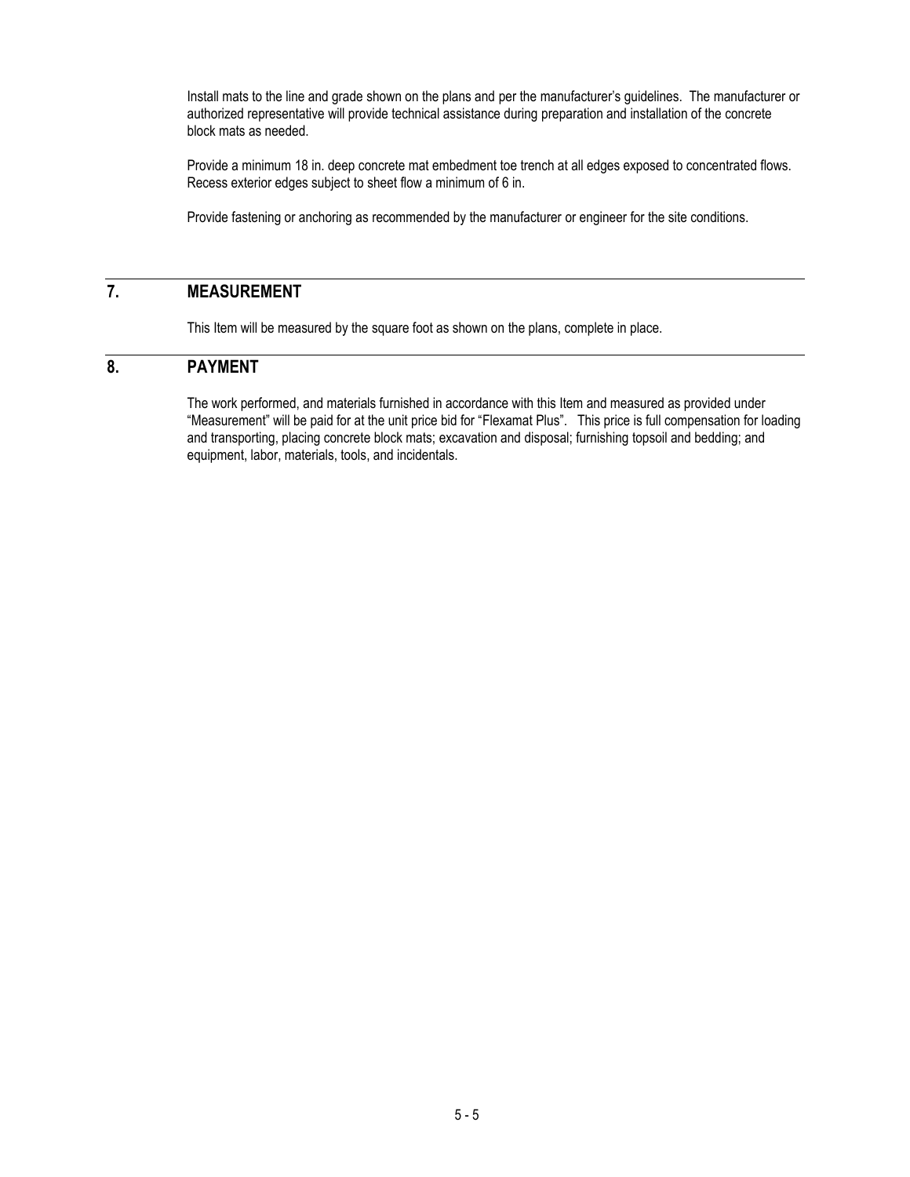Install mats to the line and grade shown on the plans and per the manufacturer's guidelines. The manufacturer or authorized representative will provide technical assistance during preparation and installation of the concrete block mats as needed.

Provide a minimum 18 in. deep concrete mat embedment toe trench at all edges exposed to concentrated flows. Recess exterior edges subject to sheet flow a minimum of 6 in.

Provide fastening or anchoring as recommended by the manufacturer or engineer for the site conditions.

## 7. MEASUREMENT

This Item will be measured by the square foot as shown on the plans, complete in place.

## 8. PAYMENT

The work performed, and materials furnished in accordance with this Item and measured as provided under "Measurement" will be paid for at the unit price bid for "Flexamat Plus". This price is full compensation for loading and transporting, placing concrete block mats; excavation and disposal; furnishing topsoil and bedding; and equipment, labor, materials, tools, and incidentals.